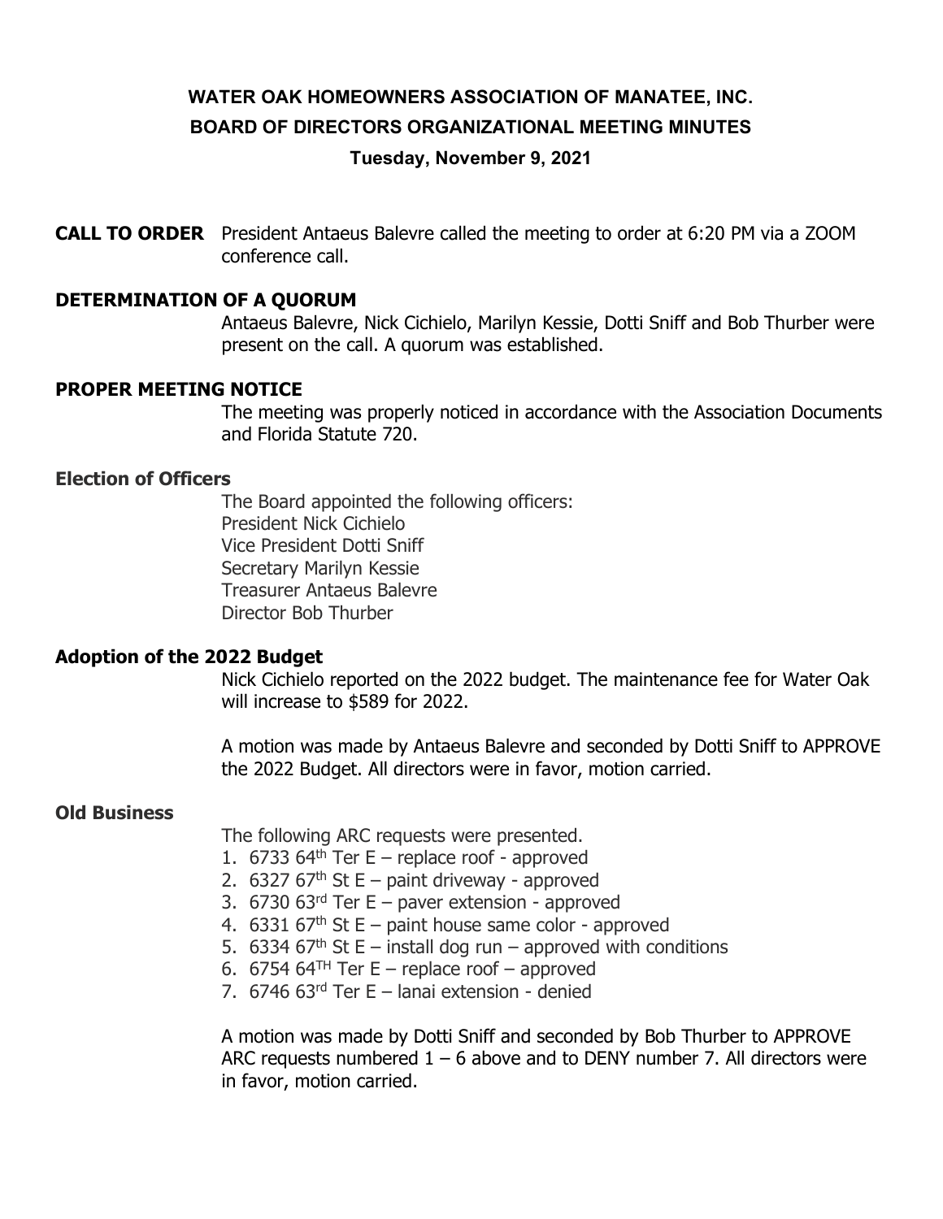# WATER OAK HOMEOWNERS ASSOCIATION OF MANATEE, INC.
## BOARD OF DIRECTORS ORGANIZATIONAL MEETING MINUTES
### Tuesday, November 9, 2021

**CALL TO ORDER** President Antaeus Balevre called the meeting to order at 6:20 PM via a ZOOM conference call.

**DETERMINATION OF A QUORUM**

Antaeus Balevre, Nick Cichielo, Marilyn Kessie, Dotti Sniff and Bob Thurber were present on the call. A quorum was established.

**PROPER MEETING NOTICE**

The meeting was properly noticed in accordance with the Association Documents and Florida Statute 720.

**Election of Officers**

The Board appointed the following officers:
President Nick Cichielo
Vice President Dotti Sniff
Secretary Marilyn Kessie
Treasurer Antaeus Balevre
Director Bob Thurber

**Adoption of the 2022 Budget**

Nick Cichielo reported on the 2022 budget. The maintenance fee for Water Oak will increase to $589 for 2022.

A motion was made by Antaeus Balevre and seconded by Dotti Sniff to APPROVE the 2022 Budget. All directors were in favor, motion carried.

**Old Business**

The following ARC requests were presented.

1. 6733 64th Ter E – replace roof - approved
2. 6327 67th St E – paint driveway - approved
3. 6730 63rd Ter E – paver extension - approved
4. 6331 67th St E – paint house same color - approved
5. 6334 67th St E – install dog run – approved with conditions
6. 6754 64TH Ter E – replace roof – approved
7. 6746 63rd Ter E – lanai extension - denied

A motion was made by Dotti Sniff and seconded by Bob Thurber to APPROVE ARC requests numbered 1 – 6 above and to DENY number 7. All directors were in favor, motion carried.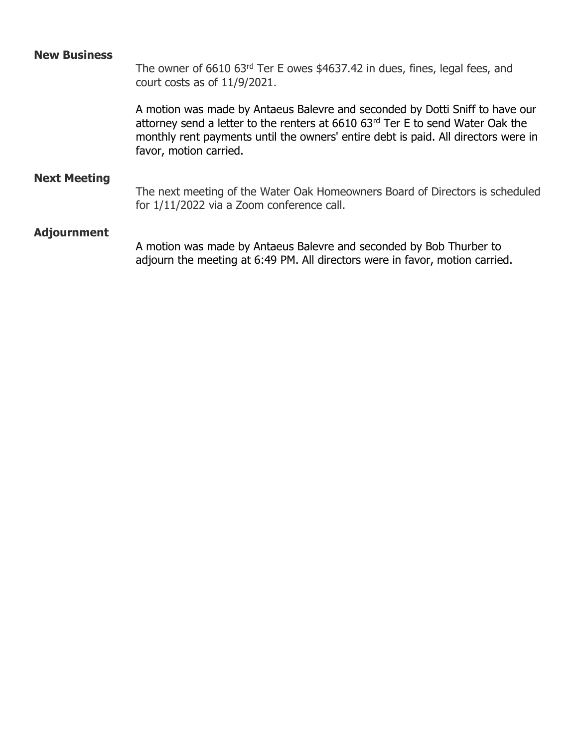## New Business

The owner of 6610 63rd Ter E owes $4637.42 in dues, fines, legal fees, and court costs as of 11/9/2021.

A motion was made by Antaeus Balevre and seconded by Dotti Sniff to have our attorney send a letter to the renters at 6610 63rd Ter E to send Water Oak the monthly rent payments until the owners' entire debt is paid. All directors were in favor, motion carried.

## Next Meeting

The next meeting of the Water Oak Homeowners Board of Directors is scheduled for 1/11/2022 via a Zoom conference call.

## Adjournment

A motion was made by Antaeus Balevre and seconded by Bob Thurber to adjourn the meeting at 6:49 PM. All directors were in favor, motion carried.